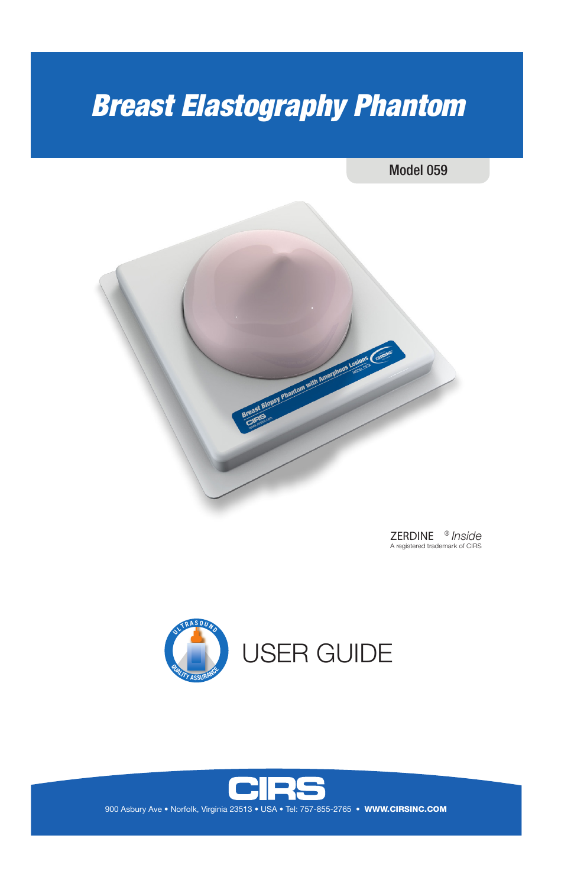# Breast Elastography Phantom

Model 059

ZERDINE® *Inside*
A registered trademark of CIRS

USER GUIDE

CIRS

900 Asbury Ave • Norfolk, Virginia 23513 • USA • Tel: 757-855-2765 • **WWW.CIRSINC.COM**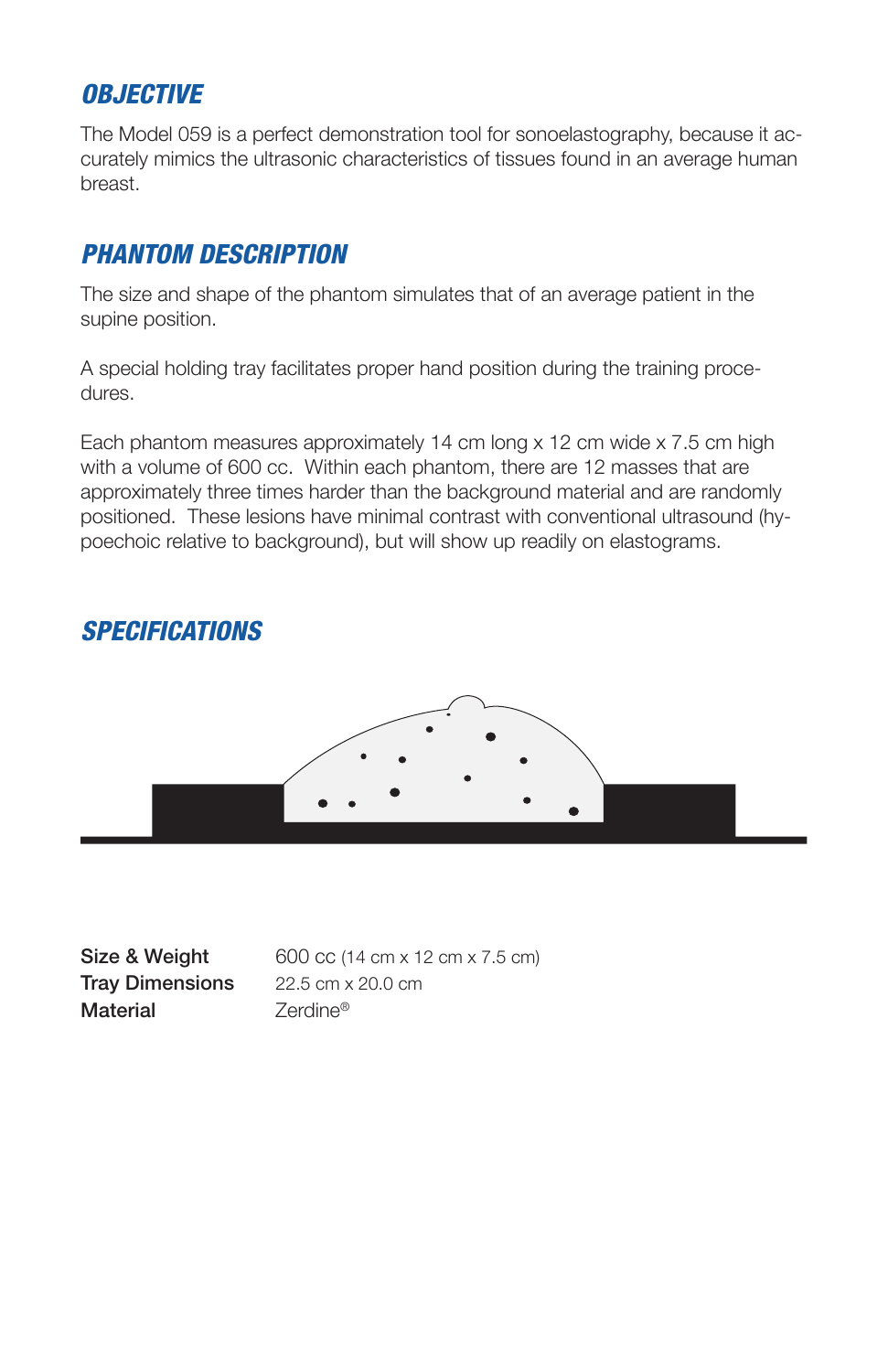## OBJECTIVE

The Model 059 is a perfect demonstration tool for sonoelastography, because it accurately mimics the ultrasonic characteristics of tissues found in an average human breast.

## PHANTOM DESCRIPTION

The size and shape of the phantom simulates that of an average patient in the supine position.

A special holding tray facilitates proper hand position during the training procedures.

Each phantom measures approximately 14 cm long x 12 cm wide x 7.5 cm high with a volume of 600 cc. Within each phantom, there are 12 masses that are approximately three times harder than the background material and are randomly positioned. These lesions have minimal contrast with conventional ultrasound (hypoechoic relative to background), but will show up readily on elastograms.

## SPECIFICATIONS

| | |
|---|---|
| **Size & Weight** | 600 cc (14 cm x 12 cm x 7.5 cm) |
| **Tray Dimensions** | 22.5 cm x 20.0 cm |
| **Material** | Zerdine® |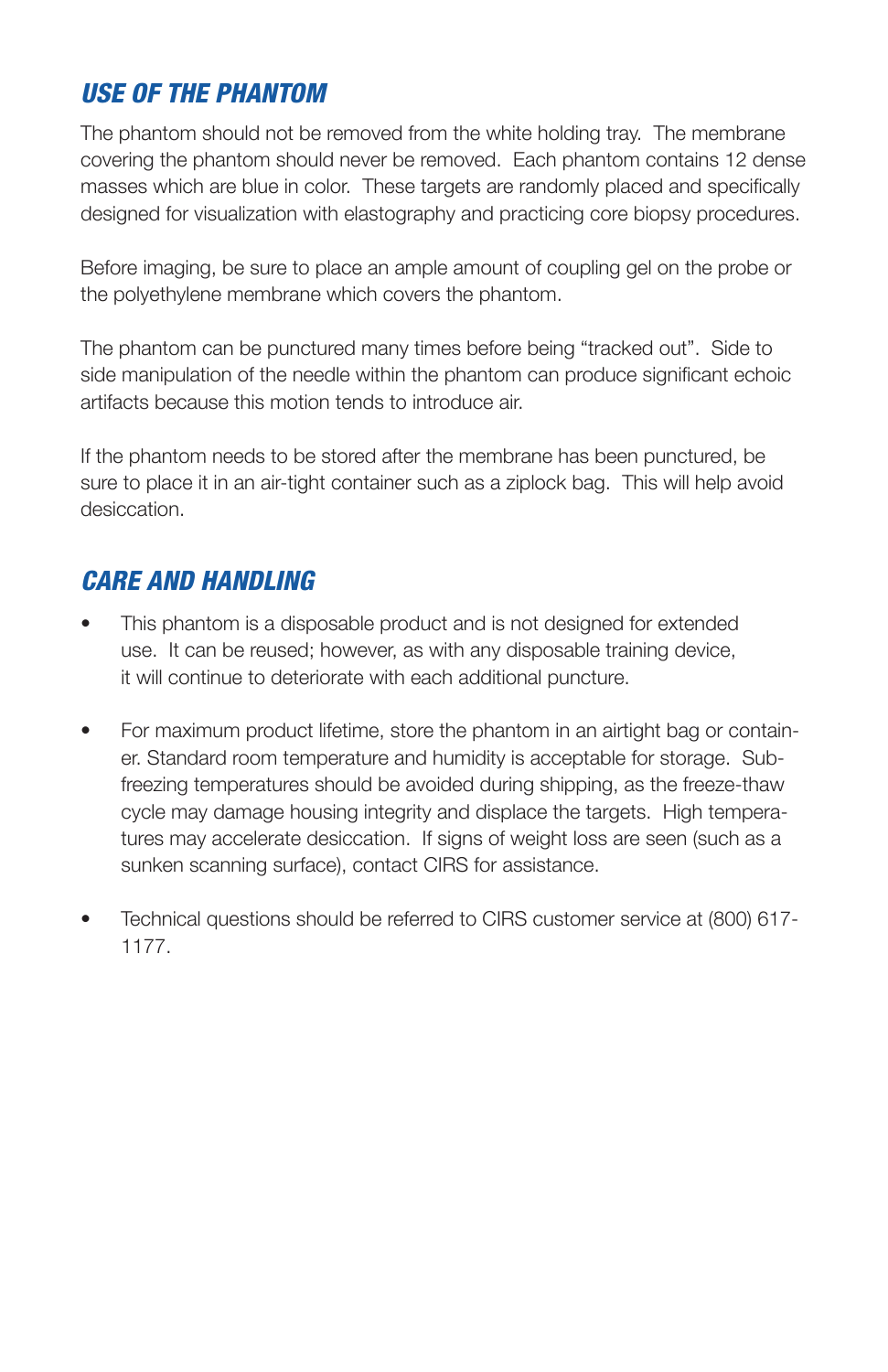## *USE OF THE PHANTOM*

The phantom should not be removed from the white holding tray. The membrane covering the phantom should never be removed. Each phantom contains 12 dense masses which are blue in color. These targets are randomly placed and specifically designed for visualization with elastography and practicing core biopsy procedures.

Before imaging, be sure to place an ample amount of coupling gel on the probe or the polyethylene membrane which covers the phantom.

The phantom can be punctured many times before being "tracked out". Side to side manipulation of the needle within the phantom can produce significant echoic artifacts because this motion tends to introduce air.

If the phantom needs to be stored after the membrane has been punctured, be sure to place it in an air-tight container such as a ziplock bag. This will help avoid desiccation.

## *CARE AND HANDLING*

- This phantom is a disposable product and is not designed for extended use. It can be reused; however, as with any disposable training device, it will continue to deteriorate with each additional puncture.

- For maximum product lifetime, store the phantom in an airtight bag or container. Standard room temperature and humidity is acceptable for storage. Sub-freezing temperatures should be avoided during shipping, as the freeze-thaw cycle may damage housing integrity and displace the targets. High temperatures may accelerate desiccation. If signs of weight loss are seen (such as a sunken scanning surface), contact CIRS for assistance.

- Technical questions should be referred to CIRS customer service at (800) 617-1177.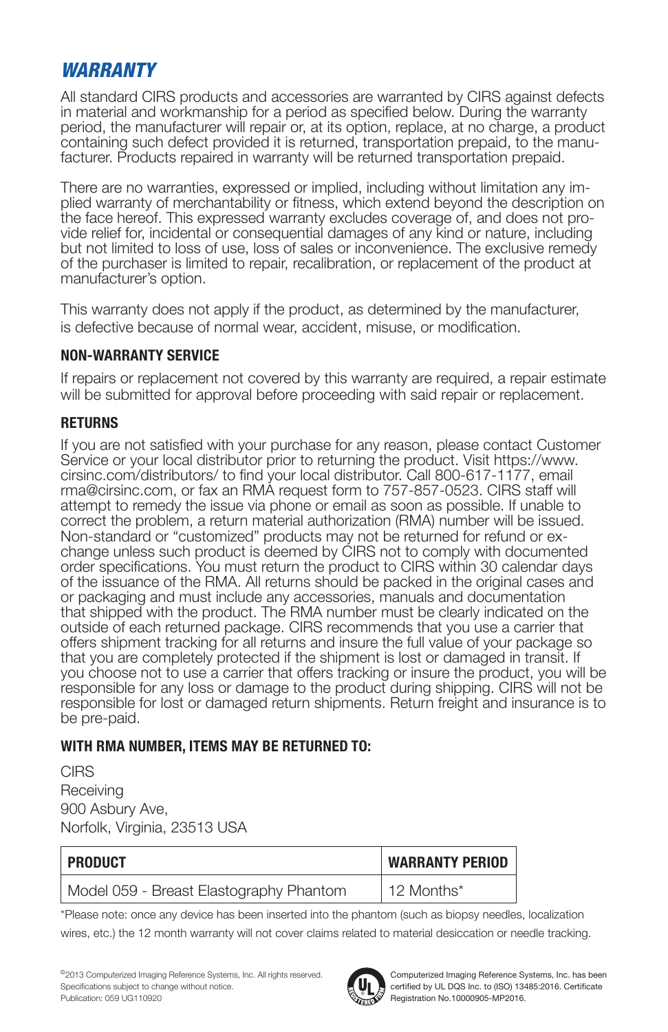## *WARRANTY*

All standard CIRS products and accessories are warranted by CIRS against defects in material and workmanship for a period as specified below. During the warranty period, the manufacturer will repair or, at its option, replace, at no charge, a product containing such defect provided it is returned, transportation prepaid, to the manufacturer. Products repaired in warranty will be returned transportation prepaid.

There are no warranties, expressed or implied, including without limitation any implied warranty of merchantability or fitness, which extend beyond the description on the face hereof. This expressed warranty excludes coverage of, and does not provide relief for, incidental or consequential damages of any kind or nature, including but not limited to loss of use, loss of sales or inconvenience. The exclusive remedy of the purchaser is limited to repair, recalibration, or replacement of the product at manufacturer's option.

This warranty does not apply if the product, as determined by the manufacturer, is defective because of normal wear, accident, misuse, or modification.

### NON-WARRANTY SERVICE

If repairs or replacement not covered by this warranty are required, a repair estimate will be submitted for approval before proceeding with said repair or replacement.

### RETURNS

If you are not satisfied with your purchase for any reason, please contact Customer Service or your local distributor prior to returning the product. Visit https://www.cirsinc.com/distributors/ to find your local distributor. Call 800-617-1177, email rma@cirsinc.com, or fax an RMA request form to 757-857-0523. CIRS staff will attempt to remedy the issue via phone or email as soon as possible. If unable to correct the problem, a return material authorization (RMA) number will be issued. Non-standard or "customized" products may not be returned for refund or exchange unless such product is deemed by CIRS not to comply with documented order specifications. You must return the product to CIRS within 30 calendar days of the issuance of the RMA. All returns should be packed in the original cases and or packaging and must include any accessories, manuals and documentation that shipped with the product. The RMA number must be clearly indicated on the outside of each returned package. CIRS recommends that you use a carrier that offers shipment tracking for all returns and insure the full value of your package so that you are completely protected if the shipment is lost or damaged in transit. If you choose not to use a carrier that offers tracking or insure the product, you will be responsible for any loss or damage to the product during shipping. CIRS will not be responsible for lost or damaged return shipments. Return freight and insurance is to be pre-paid.

### WITH RMA NUMBER, ITEMS MAY BE RETURNED TO:

CIRS
Receiving
900 Asbury Ave,
Norfolk, Virginia, 23513 USA

| PRODUCT | WARRANTY PERIOD |
|---|---|
| Model 059 - Breast Elastography Phantom | 12 Months* |

*Please note: once any device has been inserted into the phantom (such as biopsy needles, localization wires, etc.) the 12 month warranty will not cover claims related to material desiccation or needle tracking.

©2013 Computerized Imaging Reference Systems, Inc. All rights reserved.
Specifications subject to change without notice.
Publication: 059 UG110920

Computerized Imaging Reference Systems, Inc. has been certified by UL DQS Inc. to (ISO) 13485:2016. Certificate Registration No.10000905-MP2016.